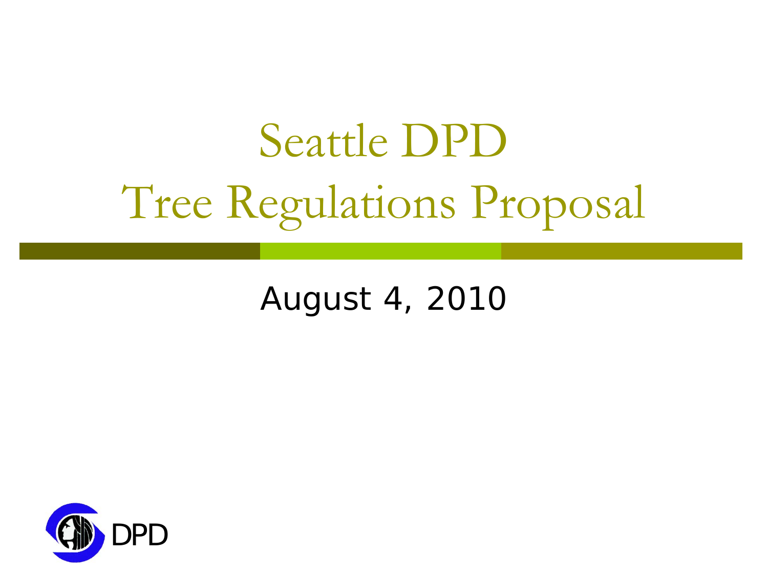# Seattle DPD Tree Regulations Proposal

August 4, 2010

DPD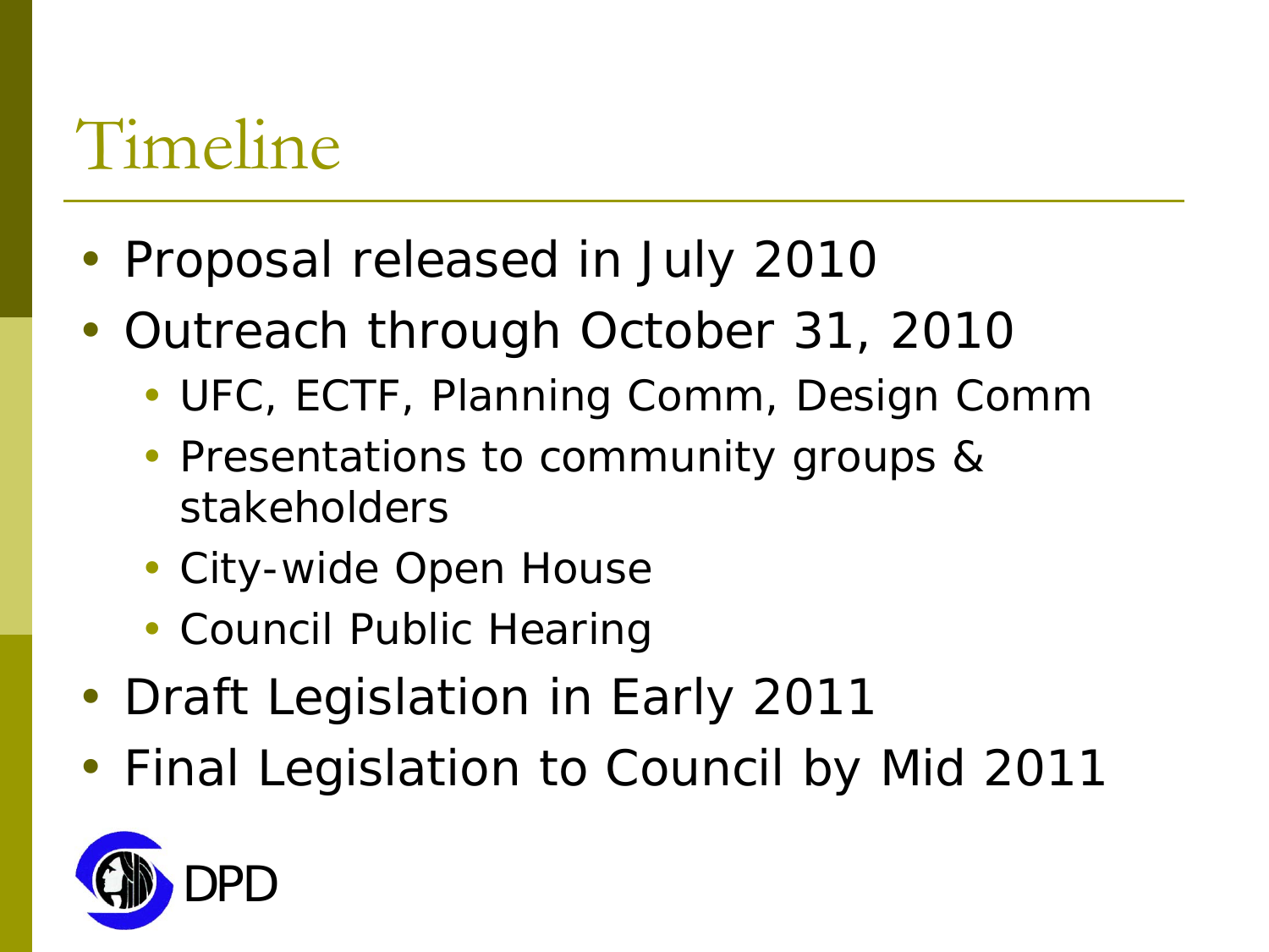# Timeline

- Proposal released in July 2010
- Outreach through October 31, 2010
  - UFC, ECTF, Planning Comm, Design Comm
  - Presentations to community groups & stakeholders
  - City-wide Open House
  - Council Public Hearing
- Draft Legislation in Early 2011
- Final Legislation to Council by Mid 2011

DPD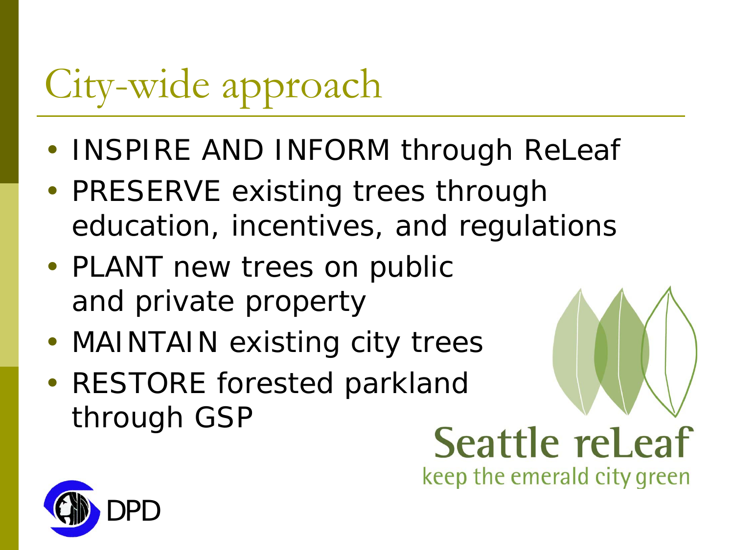# City-wide approach

- INSPIRE AND INFORM through ReLeaf
- PRESERVE existing trees through education, incentives, and regulations
- PLANT new trees on public and private property
- MAINTAIN existing city trees
- RESTORE forested parkland through GSP

Seattle reLeaf
keep the emerald city green

DPD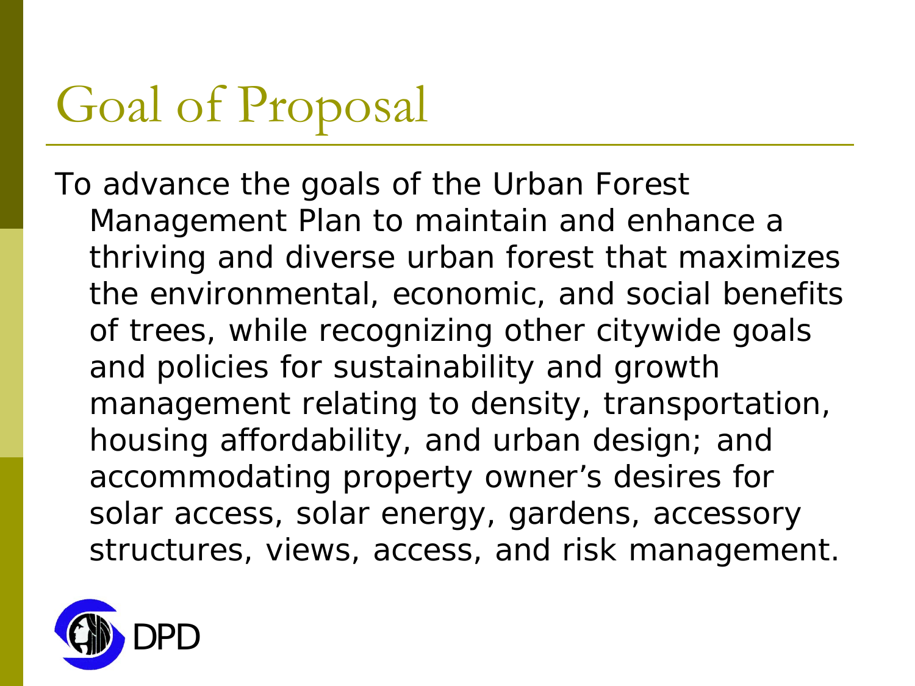# Goal of Proposal

To advance the goals of the Urban Forest Management Plan to maintain and enhance a thriving and diverse urban forest that maximizes the environmental, economic, and social benefits of trees, while recognizing other citywide goals and policies for sustainability and growth management relating to density, transportation, housing affordability, and urban design; and accommodating property owner's desires for solar access, solar energy, gardens, accessory structures, views, access, and risk management.

DPD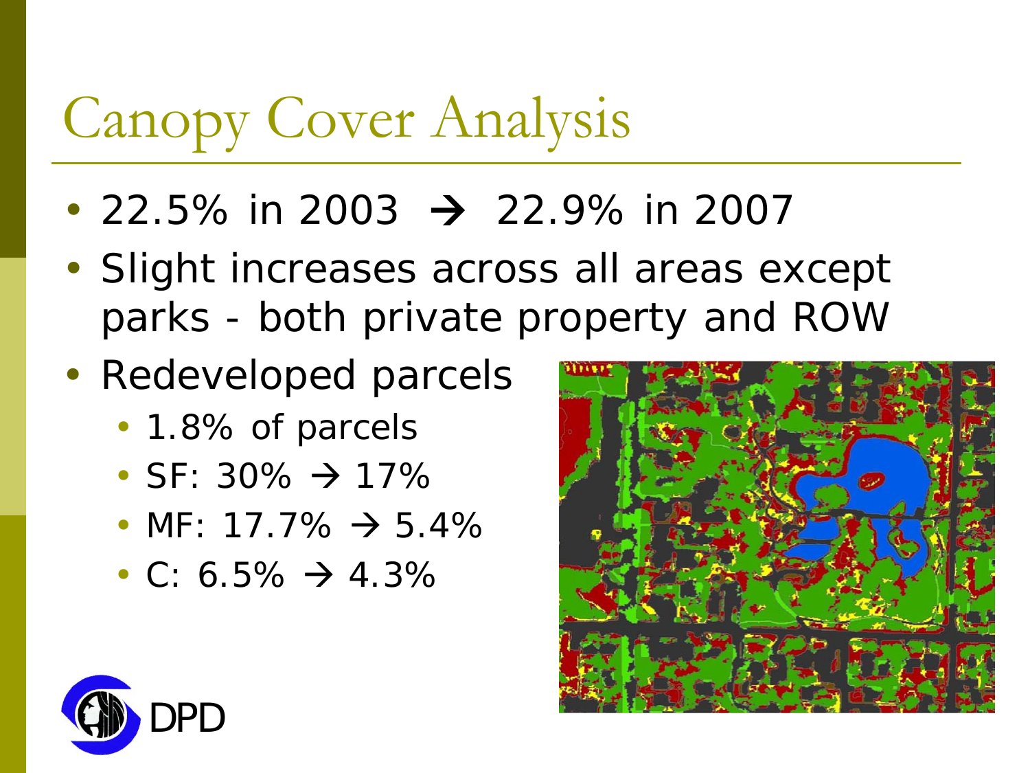# Canopy Cover Analysis

- 22.5% in 2003 → 22.9% in 2007
- Slight increases across all areas except parks - both private property and ROW
- Redeveloped parcels
  - 1.8% of parcels
  - SF: 30% → 17%
  - MF: 17.7% → 5.4%
  - C: 6.5% → 4.3%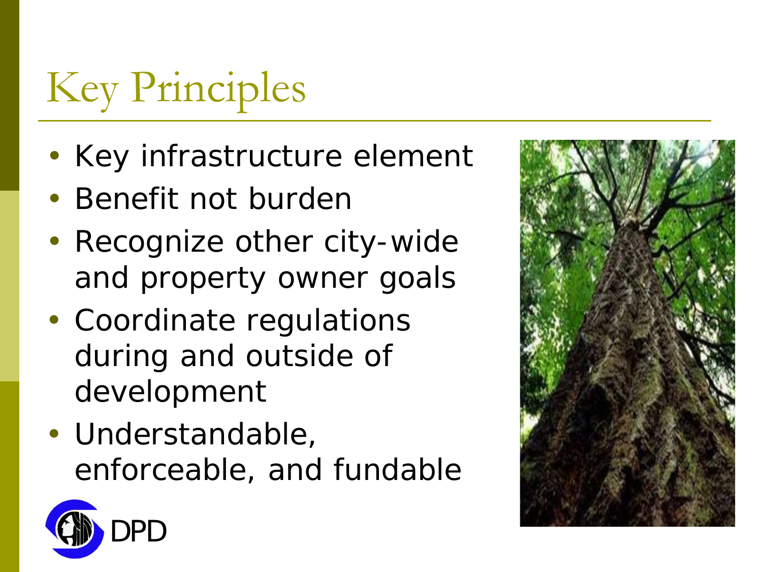# Key Principles

- Key infrastructure element
- Benefit not burden
- Recognize other city-wide and property owner goals
- Coordinate regulations during and outside of development
- Understandable, enforceable, and fundable

DPD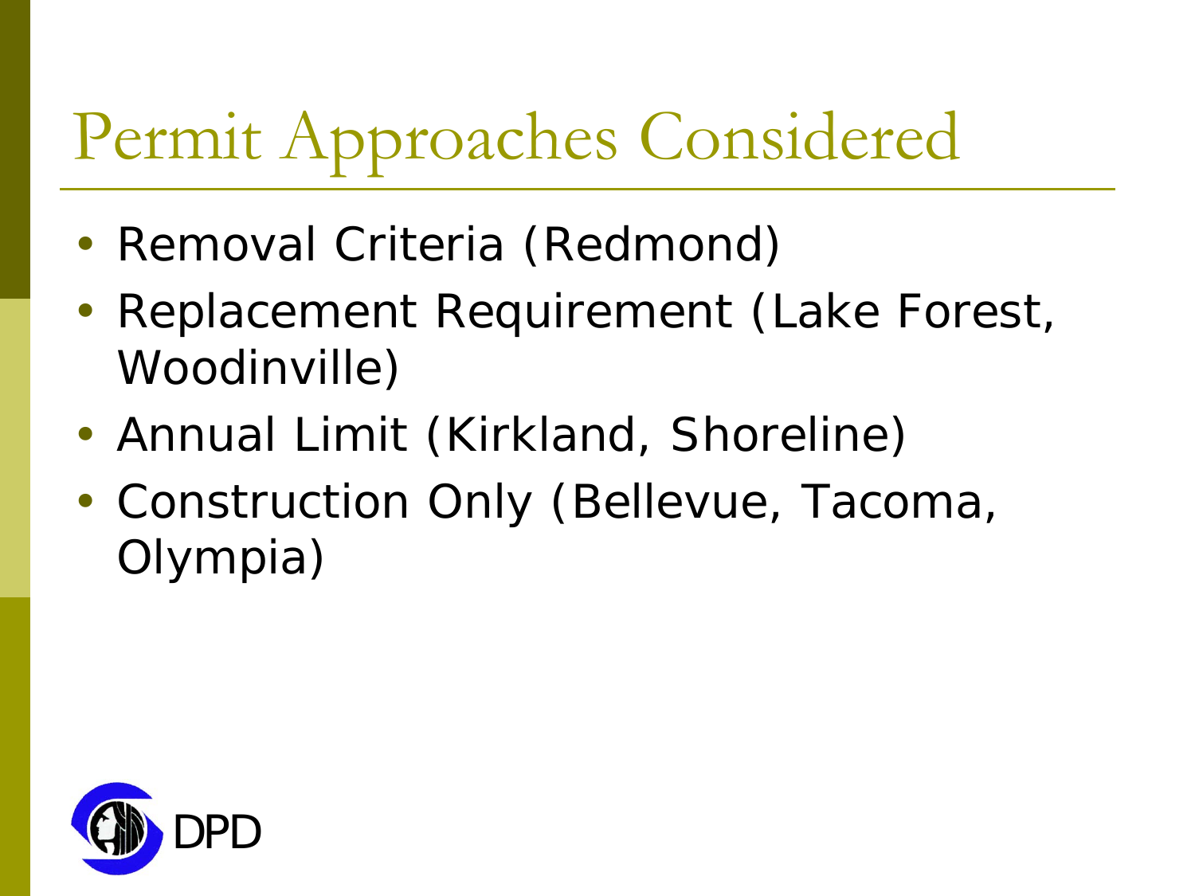# Permit Approaches Considered

- Removal Criteria (Redmond)
- Replacement Requirement (Lake Forest, Woodinville)
- Annual Limit (Kirkland, Shoreline)
- Construction Only (Bellevue, Tacoma, Olympia)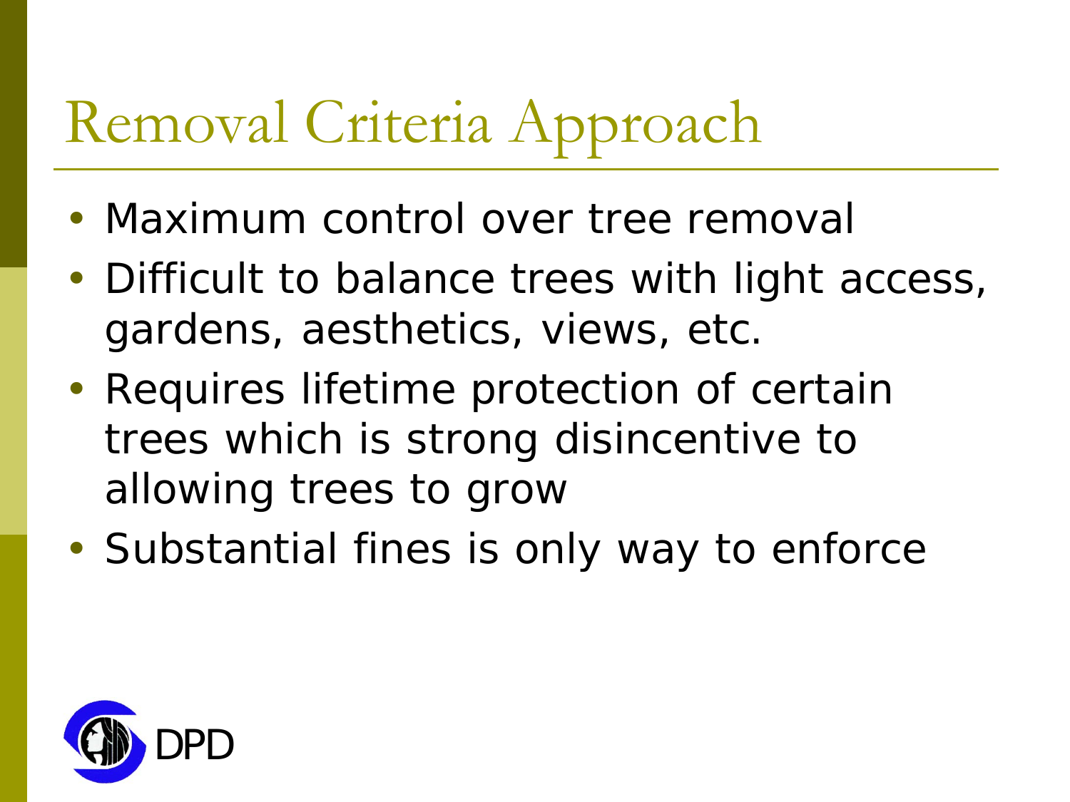# Removal Criteria Approach

- Maximum control over tree removal
- Difficult to balance trees with light access, gardens, aesthetics, views, etc.
- Requires lifetime protection of certain trees which is strong disincentive to allowing trees to grow
- Substantial fines is only way to enforce

DPD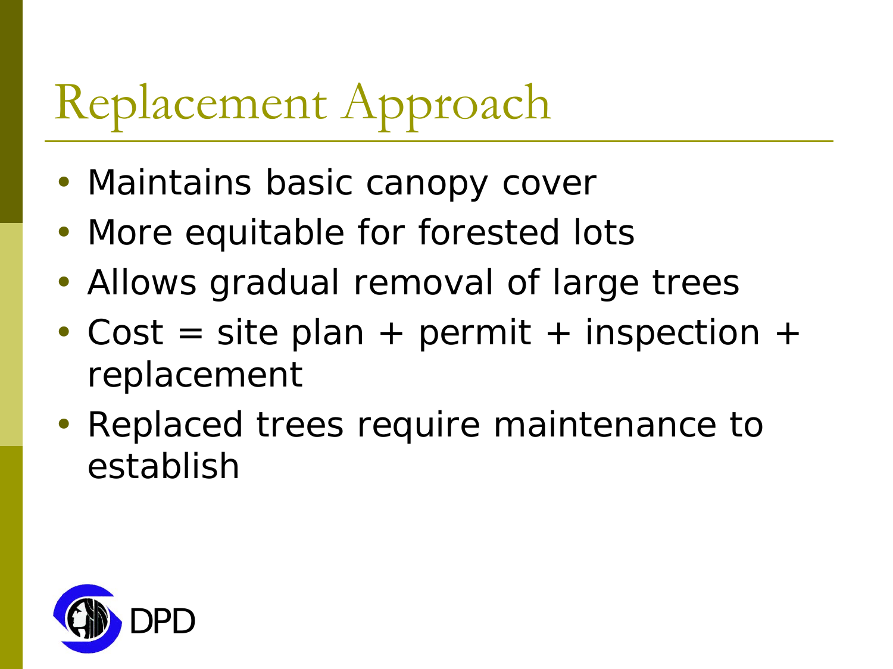# Replacement Approach

- Maintains basic canopy cover
- More equitable for forested lots
- Allows gradual removal of large trees
- Cost = site plan + permit + inspection + replacement
- Replaced trees require maintenance to establish

DPD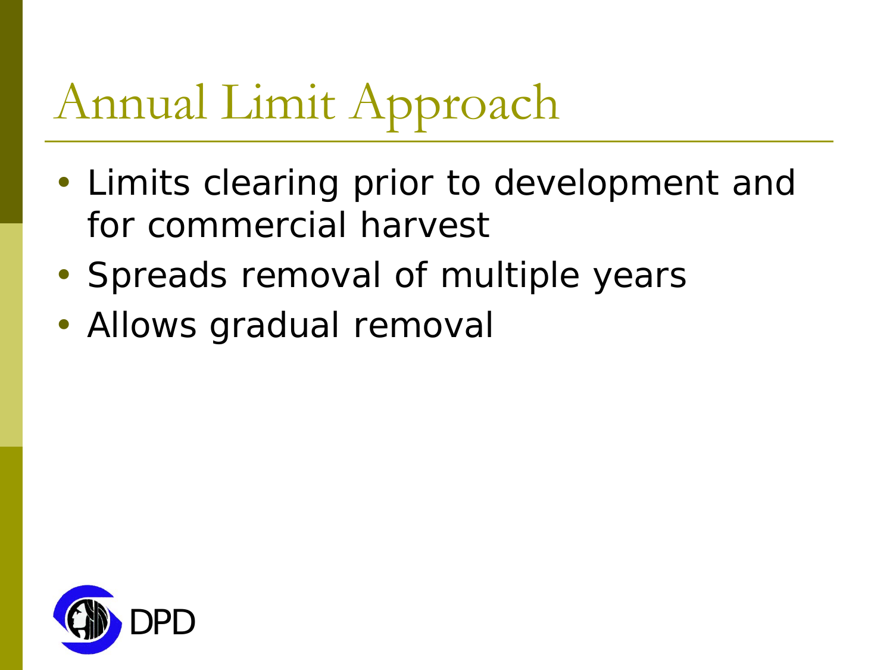# Annual Limit Approach

- Limits clearing prior to development and for commercial harvest
- Spreads removal of multiple years
- Allows gradual removal

DPD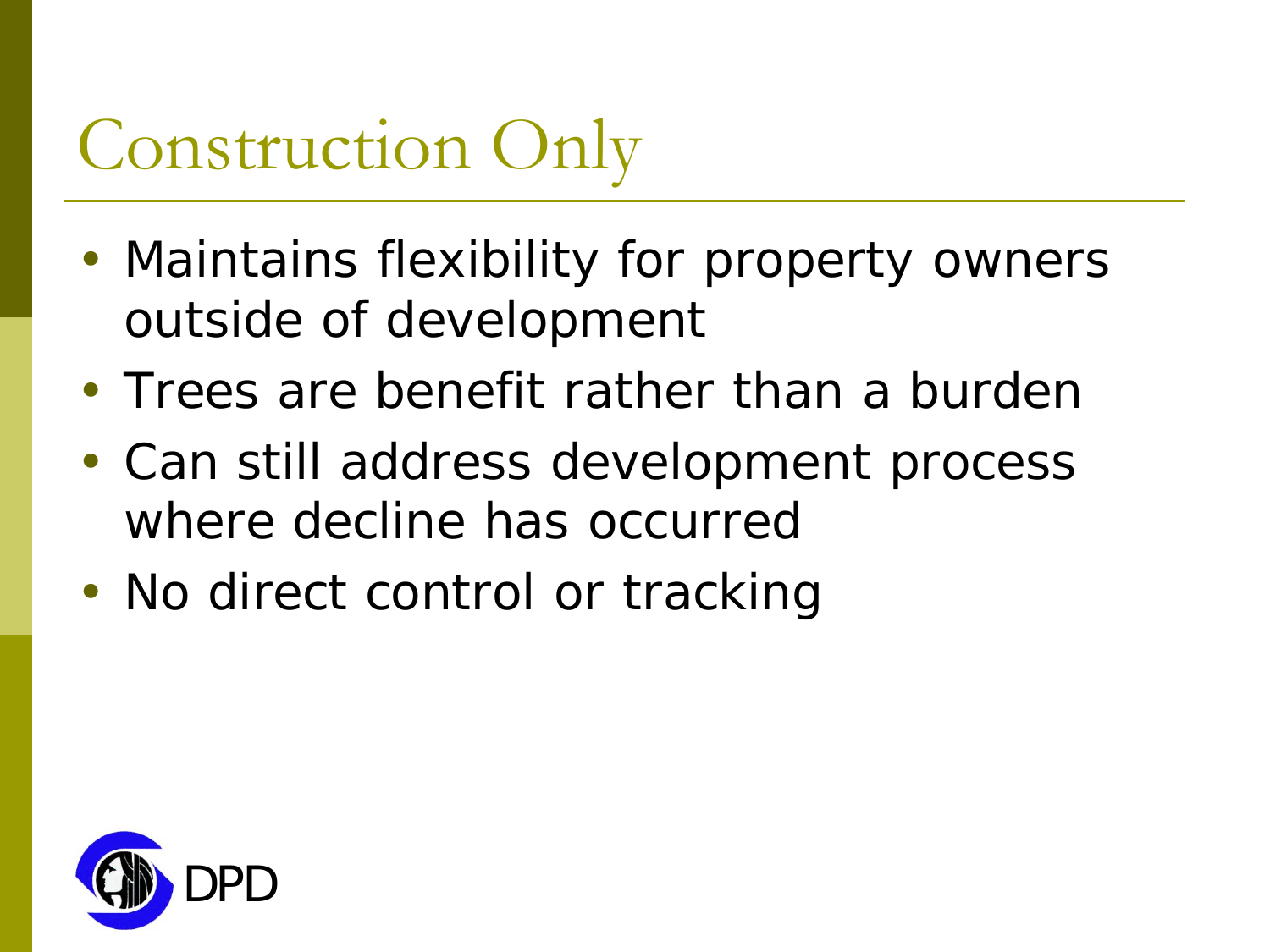# Construction Only

- Maintains flexibility for property owners outside of development
- Trees are benefit rather than a burden
- Can still address development process where decline has occurred
- No direct control or tracking

DPD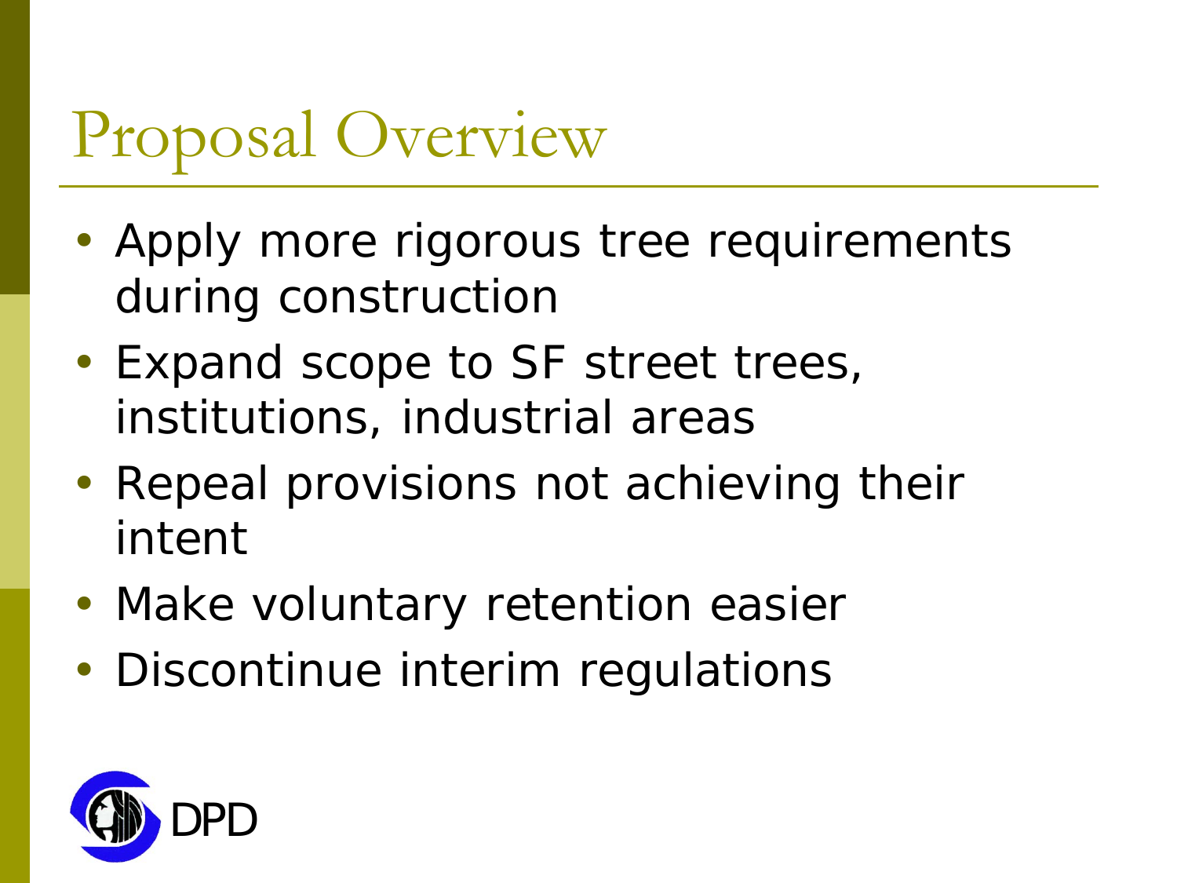# Proposal Overview

- Apply more rigorous tree requirements during construction
- Expand scope to SF street trees, institutions, industrial areas
- Repeal provisions not achieving their intent
- Make voluntary retention easier
- Discontinue interim regulations

DPD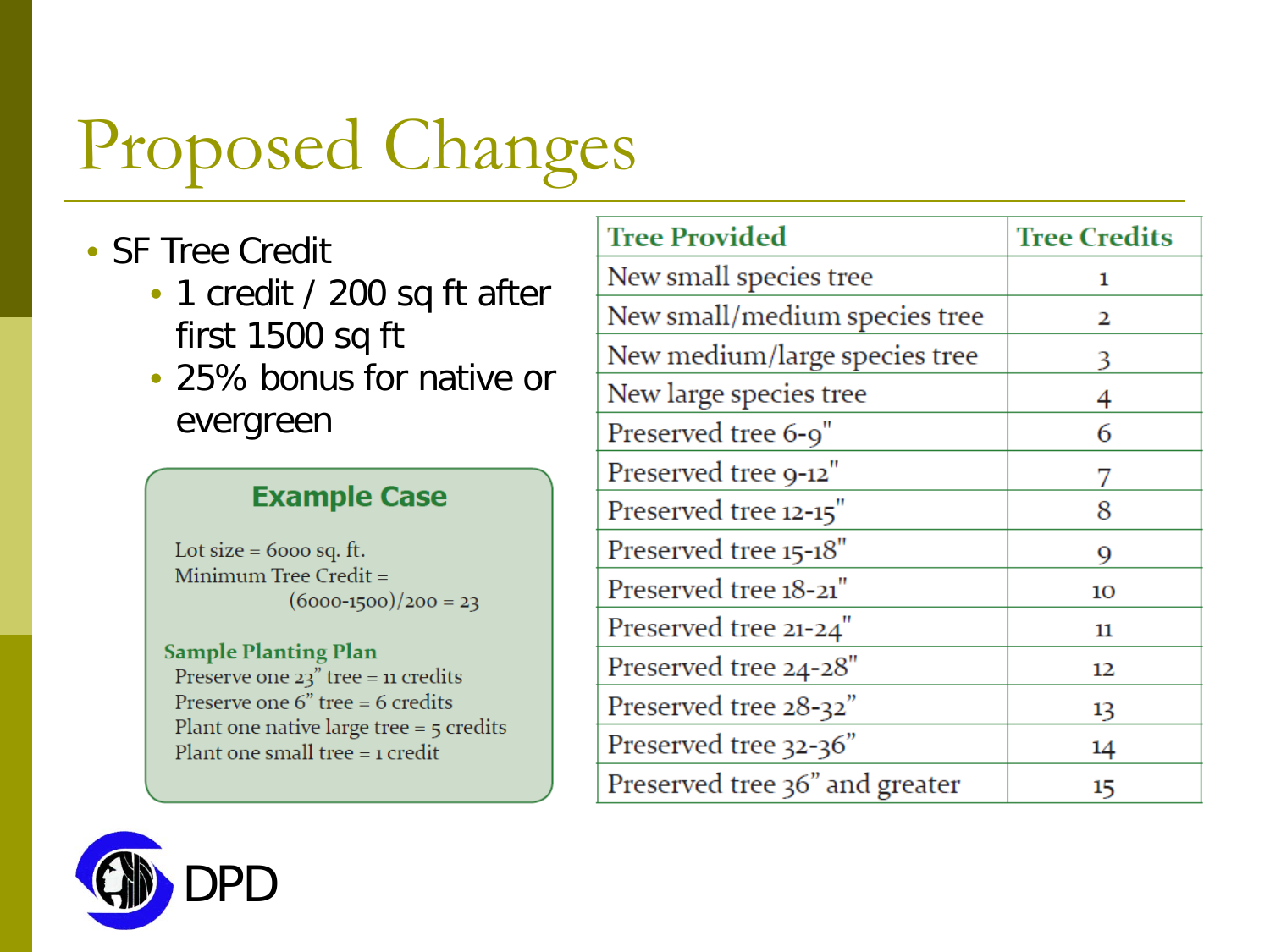# Proposed Changes

- SF Tree Credit
  - 1 credit / 200 sq ft after first 1500 sq ft
  - 25% bonus for native or evergreen

### Example Case

Lot size = 6000 sq. ft.
Minimum Tree Credit =
(6000-1500)/200 = 23

**Sample Planting Plan**
Preserve one 23" tree = 11 credits
Preserve one 6" tree = 6 credits
Plant one native large tree = 5 credits
Plant one small tree = 1 credit

| Tree Provided | Tree Credits |
|---|---|
| New small species tree | 1 |
| New small/medium species tree | 2 |
| New medium/large species tree | 3 |
| New large species tree | 4 |
| Preserved tree 6-9" | 6 |
| Preserved tree 9-12" | 7 |
| Preserved tree 12-15" | 8 |
| Preserved tree 15-18" | 9 |
| Preserved tree 18-21" | 10 |
| Preserved tree 21-24" | 11 |
| Preserved tree 24-28" | 12 |
| Preserved tree 28-32" | 13 |
| Preserved tree 32-36" | 14 |
| Preserved tree 36" and greater | 15 |

DPD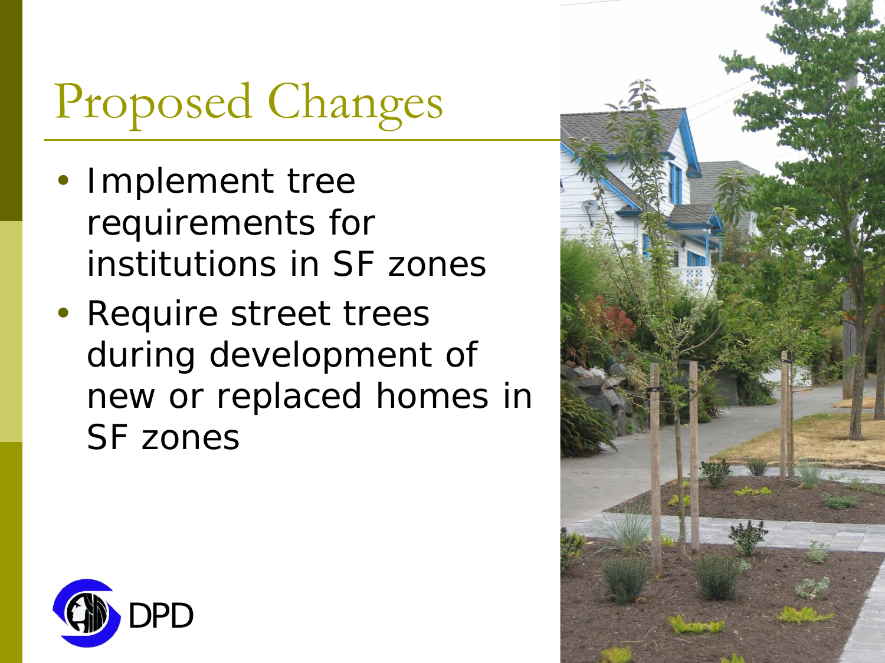# Proposed Changes

- Implement tree requirements for institutions in SF zones
- Require street trees during development of new or replaced homes in SF zones

DPD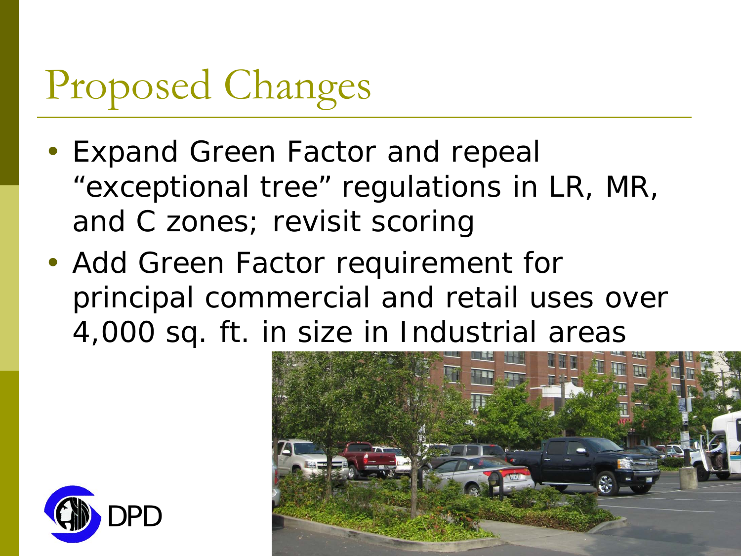# Proposed Changes

- Expand Green Factor and repeal "exceptional tree" regulations in LR, MR, and C zones; revisit scoring
- Add Green Factor requirement for principal commercial and retail uses over 4,000 sq. ft. in size in Industrial areas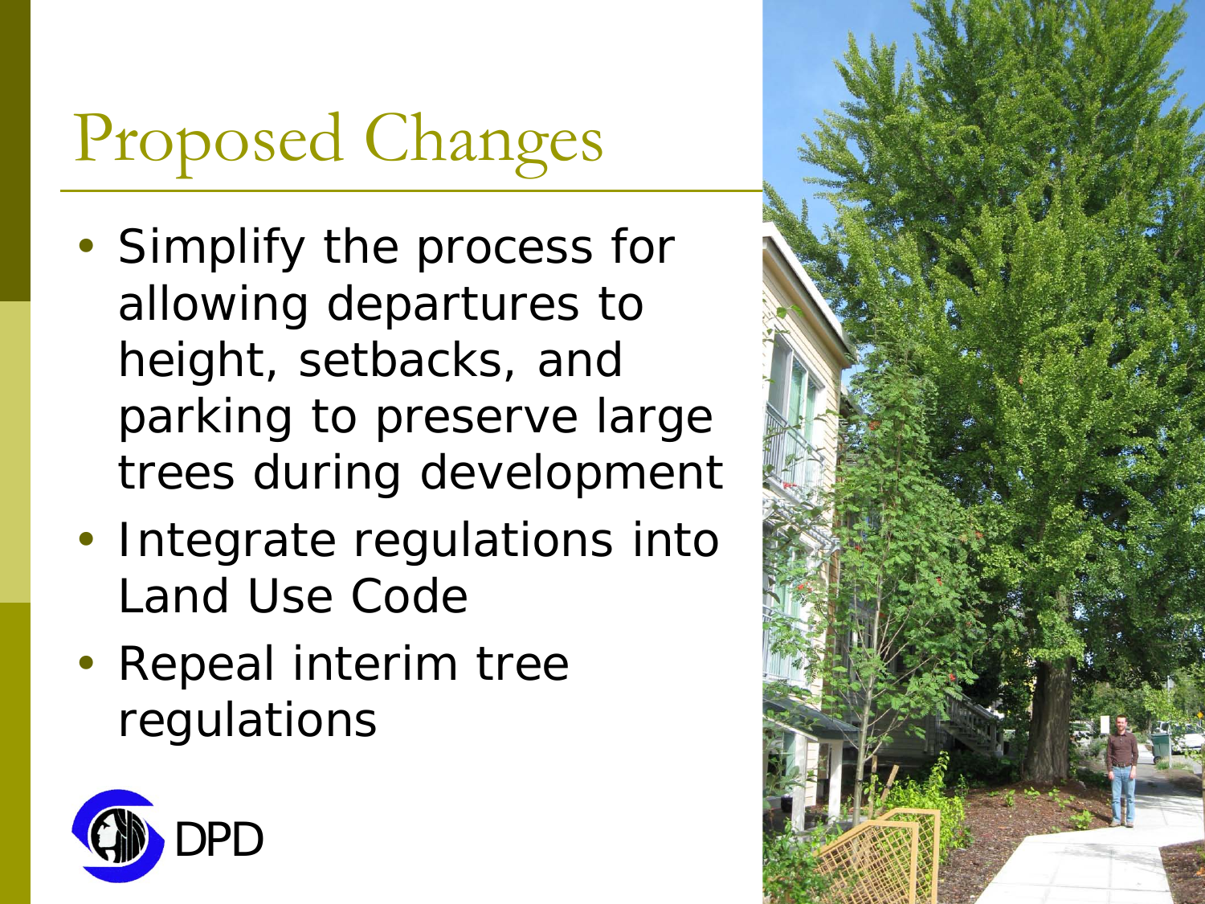# Proposed Changes

- Simplify the process for allowing departures to height, setbacks, and parking to preserve large trees during development
- Integrate regulations into Land Use Code
- Repeal interim tree regulations

DPD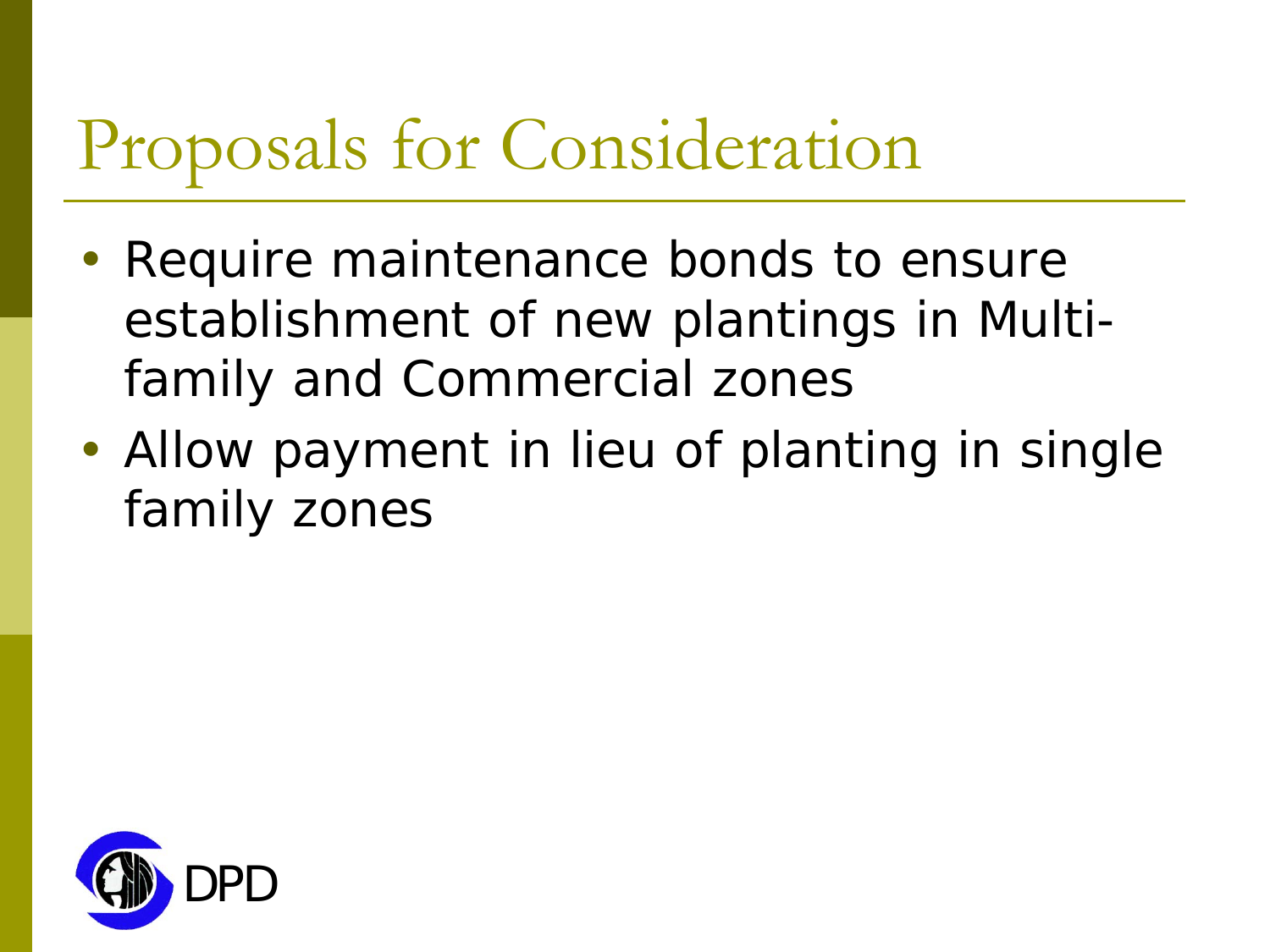# Proposals for Consideration

- Require maintenance bonds to ensure establishment of new plantings in Multi-family and Commercial zones
- Allow payment in lieu of planting in single family zones

DPD